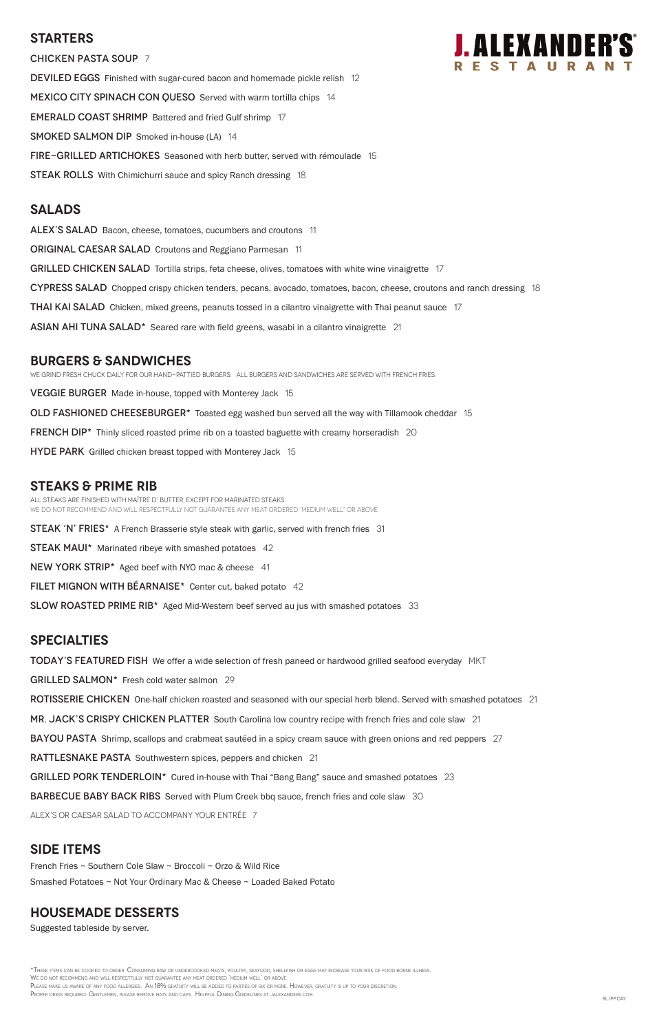# J. ALEXANDER'S RESTAURANT

## STARTERS

**CHICKEN PASTA SOUP** 7

**DEVILED EGGS** Finished with sugar-cured bacon and homemade pickle relish 12

**MEXICO CITY SPINACH CON QUESO** Served with warm tortilla chips 14

**EMERALD COAST SHRIMP** Battered and fried Gulf shrimp 17

**SMOKED SALMON DIP** Smoked in-house (LA) 14

**FIRE-GRILLED ARTICHOKES** Seasoned with herb butter, served with rémoulade 15

**STEAK ROLLS** With Chimichurri sauce and spicy Ranch dressing 18

## SALADS

**ALEX'S SALAD** Bacon, cheese, tomatoes, cucumbers and croutons 11

**ORIGINAL CAESAR SALAD** Croutons and Reggiano Parmesan 11

**GRILLED CHICKEN SALAD** Tortilla strips, feta cheese, olives, tomatoes with white wine vinaigrette 17

**CYPRESS SALAD** Chopped crispy chicken tenders, pecans, avocado, tomatoes, bacon, cheese, croutons and ranch dressing 18

**THAI KAI SALAD** Chicken, mixed greens, peanuts tossed in a cilantro vinaigrette with Thai peanut sauce 17

**ASIAN AHI TUNA SALAD*** Seared rare with field greens, wasabi in a cilantro vinaigrette 21

## BURGERS & SANDWICHES

WE GRIND FRESH CHUCK DAILY FOR OUR HAND-PATTIED BURGERS. ALL BURGERS AND SANDWICHES ARE SERVED WITH FRENCH FRIES.

**VEGGIE BURGER** Made in-house, topped with Monterey Jack 15

**OLD FASHIONED CHEESEBURGER*** Toasted egg washed bun served all the way with Tillamook cheddar 15

**FRENCH DIP*** Thinly sliced roasted prime rib on a toasted baguette with creamy horseradish 20

**HYDE PARK** Grilled chicken breast topped with Monterey Jack 15

## STEAKS & PRIME RIB

ALL STEAKS ARE FINISHED WITH MAÎTRE D' BUTTER, EXCEPT FOR MARINATED STEAKS.
WE DO NOT RECOMMEND AND WILL RESPECTFULLY NOT GUARANTEE ANY MEAT ORDERED "MEDIUM WELL" OR ABOVE.

**STEAK 'N' FRIES*** A French Brasserie style steak with garlic, served with french fries 31

**STEAK MAUI*** Marinated ribeye with smashed potatoes 42

**NEW YORK STRIP*** Aged beef with NYO mac & cheese 41

**FILET MIGNON WITH BÉARNAISE*** Center cut, baked potato 42

**SLOW ROASTED PRIME RIB*** Aged Mid-Western beef served au jus with smashed potatoes 33

## SPECIALTIES

**TODAY'S FEATURED FISH** We offer a wide selection of fresh paneed or hardwood grilled seafood everyday MKT

**GRILLED SALMON*** Fresh cold water salmon 29

**ROTISSERIE CHICKEN** One-half chicken roasted and seasoned with our special herb blend. Served with smashed potatoes 21

**MR. JACK'S CRISPY CHICKEN PLATTER** South Carolina low country recipe with french fries and cole slaw 21

**BAYOU PASTA** Shrimp, scallops and crabmeat sautéed in a spicy cream sauce with green onions and red peppers 27

**RATTLESNAKE PASTA** Southwestern spices, peppers and chicken 21

**GRILLED PORK TENDERLOIN*** Cured in-house with Thai "Bang Bang" sauce and smashed potatoes 23

**BARBECUE BABY BACK RIBS** Served with Plum Creek bbq sauce, french fries and cole slaw 30

ALEX'S OR CAESAR SALAD TO ACCOMPANY YOUR ENTRÉE 7

## SIDE ITEMS

French Fries ~ Southern Cole Slaw ~ Broccoli ~ Orzo & Wild Rice

Smashed Potatoes ~ Not Your Ordinary Mac & Cheese ~ Loaded Baked Potato

## HOUSEMADE DESSERTS

Suggested tableside by server.

*These items can be cooked to order. Consuming raw or undercooked meats, poultry, seafood, shellfish or eggs may increase your risk of food borne illness.
We do not recommend and will respectfully not guarantee any meat ordered 'medium well' or above.
Please make us aware of any food allergies. An 18% gratuity will be added to parties of six or more. However, gratuity is up to your discretion.
Proper dress required. Gentlemen, please remove hats and caps. Helpful Dining Guidelines at jalexanders.com.

RL/PP DAY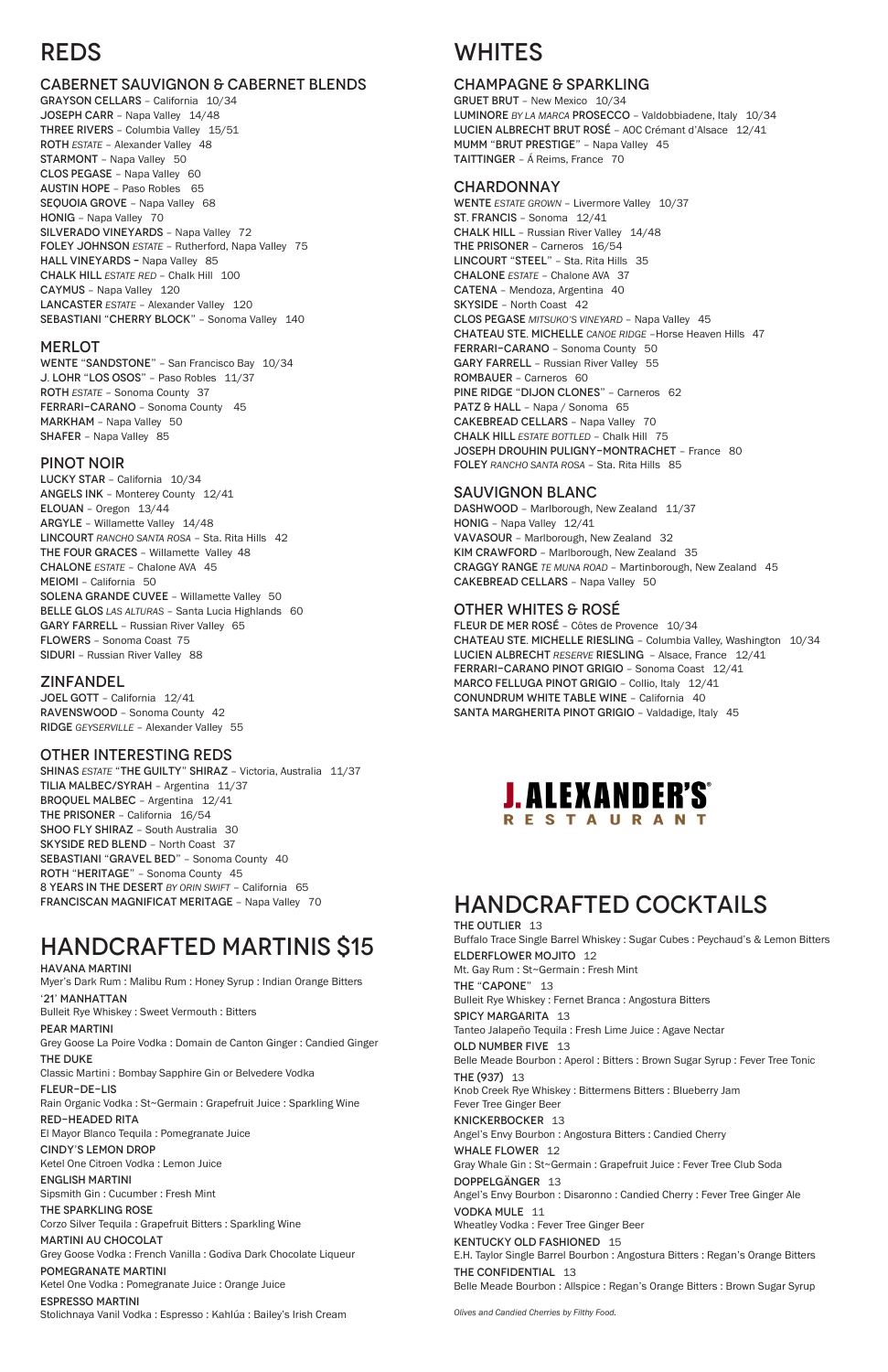# REDS

## CABERNET SAUVIGNON & CABERNET BLENDS

GRAYSON CELLARS – California 10/34
JOSEPH CARR – Napa Valley 14/48
THREE RIVERS – Columbia Valley 15/51
ROTH *ESTATE* – Alexander Valley 48
STARMONT – Napa Valley 50
CLOS PEGASE – Napa Valley 60
AUSTIN HOPE – Paso Robles 65
SEQUOIA GROVE – Napa Valley 68
HONIG – Napa Valley 70
SILVERADO VINEYARDS – Napa Valley 72
FOLEY JOHNSON *ESTATE* – Rutherford, Napa Valley 75
HALL VINEYARDS – Napa Valley 85
CHALK HILL *ESTATE RED* – Chalk Hill 100
CAYMUS – Napa Valley 120
LANCASTER *ESTATE* – Alexander Valley 120
SEBASTIANI "CHERRY BLOCK" – Sonoma Valley 140

## MERLOT

WENTE "SANDSTONE" – San Francisco Bay 10/34
J. LOHR "LOS OSOS" – Paso Robles 11/37
ROTH *ESTATE* – Sonoma County 37
FERRARI–CARANO – Sonoma County 45
MARKHAM – Napa Valley 50
SHAFER – Napa Valley 85

## PINOT NOIR

LUCKY STAR – California 10/34
ANGELS INK – Monterey County 12/41
ELOUAN – Oregon 13/44
ARGYLE – Willamette Valley 14/48
LINCOURT *RANCHO SANTA ROSA* – Sta. Rita Hills 42
THE FOUR GRACES – Willamette Valley 48
CHALONE *ESTATE* – Chalone AVA 45
MEIOMI – California 50
SOLENA GRANDE CUVEE – Willamette Valley 50
BELLE GLOS *LAS ALTURAS* – Santa Lucia Highlands 60
GARY FARRELL – Russian River Valley 65
FLOWERS – Sonoma Coast 75
SIDURI – Russian River Valley 88

## ZINFANDEL

JOEL GOTT – California 12/41
RAVENSWOOD – Sonoma County 42
RIDGE *GEYSERVILLE* – Alexander Valley 55

## OTHER INTERESTING REDS

SHINAS *ESTATE* "THE GUILTY" SHIRAZ – Victoria, Australia 11/37
TILIA MALBEC/SYRAH – Argentina 11/37
BROQUEL MALBEC – Argentina 12/41
THE PRISONER – California 16/54
SHOO FLY SHIRAZ – South Australia 30
SKYSIDE RED BLEND – North Coast 37
SEBASTIANI "GRAVEL BED" – Sonoma County 40
ROTH "HERITAGE" – Sonoma County 45
8 YEARS IN THE DESERT *BY ORIN SWIFT* – California 65
FRANCISCAN MAGNIFICAT MERITAGE – Napa Valley 70

# HANDCRAFTED MARTINIS $15

HAVANA MARTINI
Myer's Dark Rum : Malibu Rum : Honey Syrup : Indian Orange Bitters

'21' MANHATTAN
Bulleit Rye Whiskey : Sweet Vermouth : Bitters

PEAR MARTINI
Grey Goose La Poire Vodka : Domain de Canton Ginger : Candied Ginger

THE DUKE
Classic Martini : Bombay Sapphire Gin or Belvedere Vodka

FLEUR–DE–LIS
Rain Organic Vodka : St~Germain : Grapefruit Juice : Sparkling Wine

RED–HEADED RITA
El Mayor Blanco Tequila : Pomegranate Juice

CINDY'S LEMON DROP
Ketel One Citroen Vodka : Lemon Juice

ENGLISH MARTINI
Sipsmith Gin : Cucumber : Fresh Mint

THE SPARKLING ROSE
Corzo Silver Tequila : Grapefruit Bitters : Sparkling Wine

MARTINI AU CHOCOLAT
Grey Goose Vodka : French Vanilla : Godiva Dark Chocolate Liqueur

POMEGRANATE MARTINI
Ketel One Vodka : Pomegranate Juice : Orange Juice

ESPRESSO MARTINI
Stolichnaya Vanil Vodka : Espresso : Kahlúa : Bailey's Irish Cream

# WHITES

## CHAMPAGNE & SPARKLING

GRUET BRUT – New Mexico 10/34
LUMINORE *BY LA MARCA* PROSECCO – Valdobbiadene, Italy 10/34
LUCIEN ALBRECHT BRUT ROSÉ – AOC Crémant d'Alsace 12/41
MUMM "BRUT PRESTIGE" – Napa Valley 45
TAITTINGER – Á Reims, France 70

## CHARDONNAY

WENTE *ESTATE GROWN* – Livermore Valley 10/37
ST. FRANCIS – Sonoma 12/41
CHALK HILL – Russian River Valley 14/48
THE PRISONER – Carneros 16/54
LINCOURT "STEEL" – Sta. Rita Hills 35
CHALONE *ESTATE* – Chalone AVA 37
CATENA – Mendoza, Argentina 40
SKYSIDE – North Coast 42
CLOS PEGASE *MITSUKO'S VINEYARD* – Napa Valley 45
CHATEAU STE. MICHELLE *CANOE RIDGE* –Horse Heaven Hills 47
FERRARI–CARANO – Sonoma County 50
GARY FARRELL – Russian River Valley 55
ROMBAUER – Carneros 60
PINE RIDGE "DIJON CLONES" – Carneros 62
PATZ & HALL – Napa / Sonoma 65
CAKEBREAD CELLARS – Napa Valley 70
CHALK HILL *ESTATE BOTTLED* – Chalk Hill 75
JOSEPH DROUHIN PULIGNY–MONTRACHET – France 80
FOLEY *RANCHO SANTA ROSA* – Sta. Rita Hills 85

## SAUVIGNON BLANC

DASHWOOD – Marlborough, New Zealand 11/37
HONIG – Napa Valley 12/41
VAVASOUR – Marlborough, New Zealand 32
KIM CRAWFORD – Marlborough, New Zealand 35
CRAGGY RANGE *TE MUNA ROAD* – Martinborough, New Zealand 45
CAKEBREAD CELLARS – Napa Valley 50

## OTHER WHITES & ROSÉ

FLEUR DE MER ROSÉ – Côtes de Provence 10/34
CHATEAU STE. MICHELLE RIESLING – Columbia Valley, Washington 10/34
LUCIEN ALBRECHT *RESERVE* RIESLING – Alsace, France 12/41
FERRARI–CARANO PINOT GRIGIO – Sonoma Coast 12/41
MARCO FELLUGA PINOT GRIGIO – Collio, Italy 12/41
CONUNDRUM WHITE TABLE WINE – California 40
SANTA MARGHERITA PINOT GRIGIO – Valdadige, Italy 45

J. ALEXANDER'S®
RESTAURANT

# HANDCRAFTED COCKTAILS

THE OUTLIER 13
Buffalo Trace Single Barrel Whiskey : Sugar Cubes : Peychaud's & Lemon Bitters

ELDERFLOWER MOJITO 12
Mt. Gay Rum : St~Germain : Fresh Mint

THE "CAPONE" 13
Bulleit Rye Whiskey : Fernet Branca : Angostura Bitters

SPICY MARGARITA 13
Tanteo Jalapeño Tequila : Fresh Lime Juice : Agave Nectar

OLD NUMBER FIVE 13
Belle Meade Bourbon : Aperol : Bitters : Brown Sugar Syrup : Fever Tree Tonic

THE (937) 13
Knob Creek Rye Whiskey : Bittermens Bitters : Blueberry Jam
Fever Tree Ginger Beer

KNICKERBOCKER 13
Angel's Envy Bourbon : Angostura Bitters : Candied Cherry

WHALE FLOWER 12
Gray Whale Gin : St~Germain : Grapefruit Juice : Fever Tree Club Soda

DOPPELGÄNGER 13
Angel's Envy Bourbon : Disaronno : Candied Cherry : Fever Tree Ginger Ale

VODKA MULE 11
Wheatley Vodka : Fever Tree Ginger Beer

KENTUCKY OLD FASHIONED 15
E.H. Taylor Single Barrel Bourbon : Angostura Bitters : Regan's Orange Bitters

THE CONFIDENTIAL 13
Belle Meade Bourbon : Allspice : Regan's Orange Bitters : Brown Sugar Syrup

*Olives and Candied Cherries by Filthy Food.*